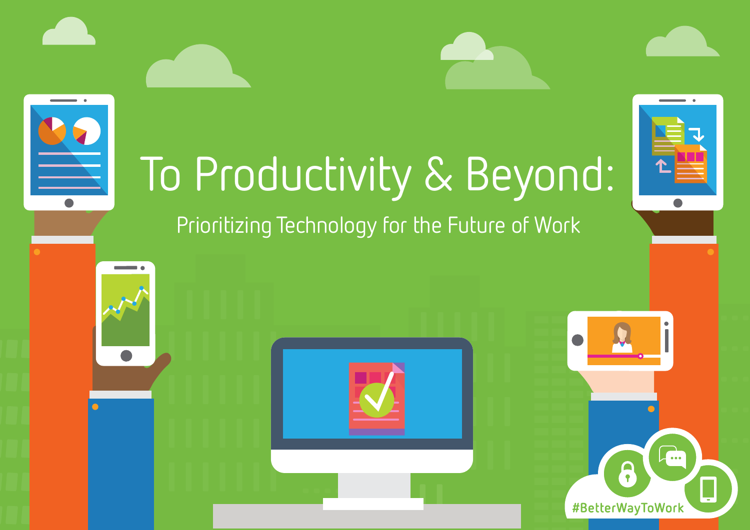# To Productivity & Beyond:

## Prioritizing Technology for the Future of Work

#BetterWayToWork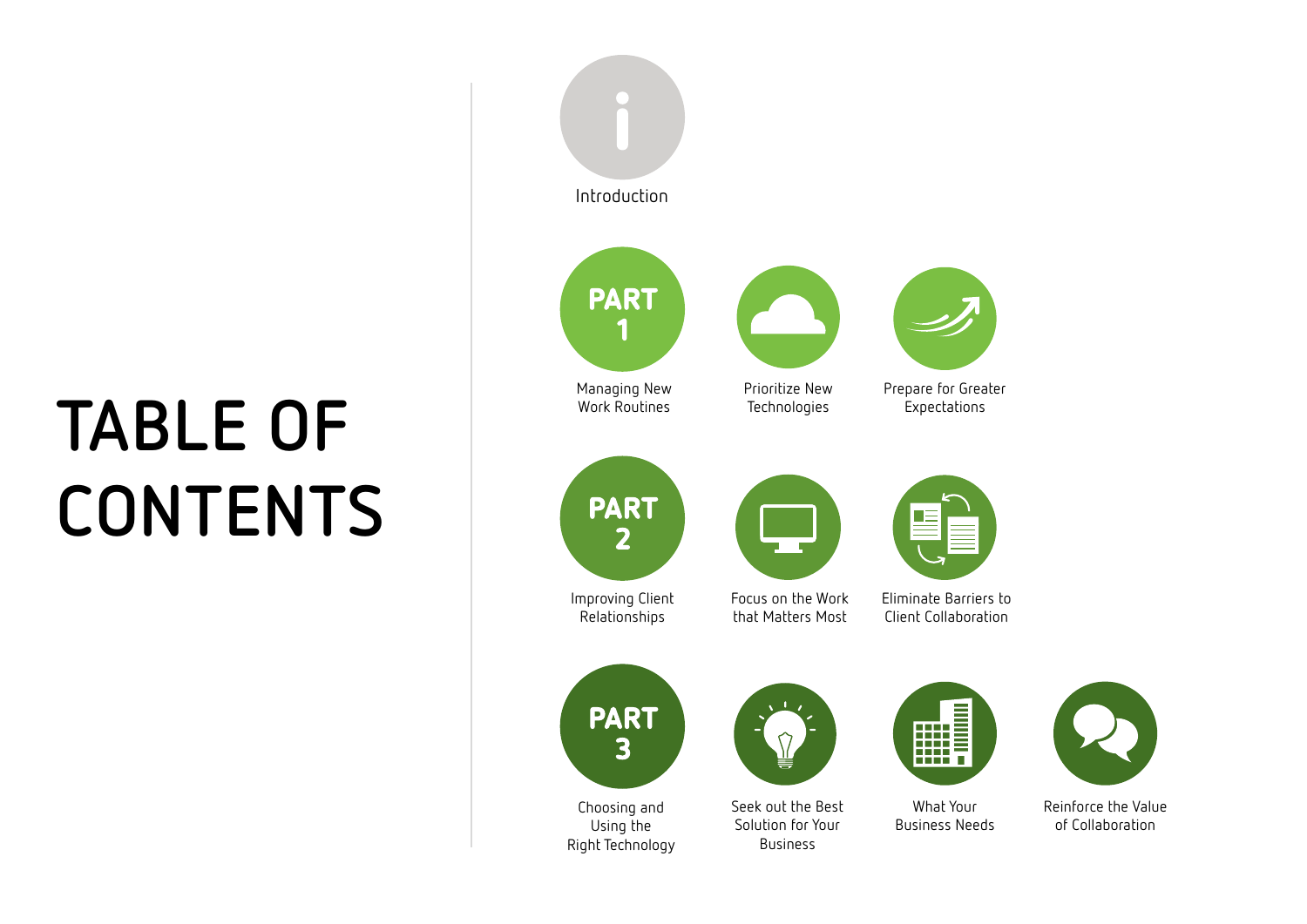# TABLE OF CONTENTS

Introduction

**PART 1** — Managing New Work Routines

- Prioritize New Technologies
- Prepare for Greater Expectations

**PART 2** — Improving Client Relationships

- Focus on the Work that Matters Most
- Eliminate Barriers to Client Collaboration

**PART 3** — Choosing and Using the Right Technology

- Seek out the Best Solution for Your Business
- What Your Business Needs
- Reinforce the Value of Collaboration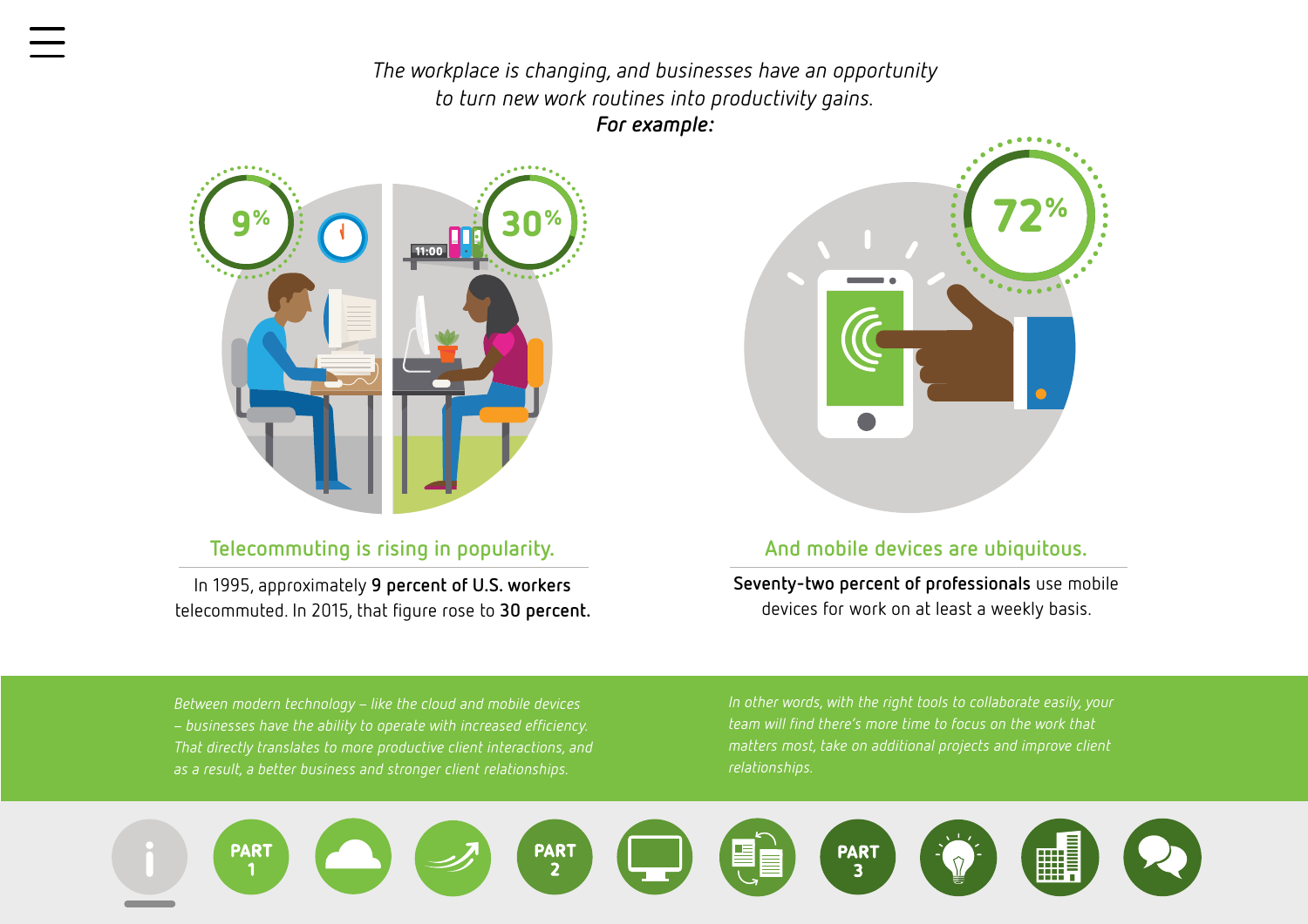*The workplace is changing, and businesses have an opportunity to turn new work routines into productivity gains.*
***For example:***

9%

30%

72%

## Telecommuting is rising in popularity.

In 1995, approximately **9 percent of U.S. workers** telecommuted. In 2015, that figure rose to **30 percent.**

## And mobile devices are ubiquitous.

**Seventy-two percent of professionals** use mobile devices for work on at least a weekly basis.

*Between modern technology – like the cloud and mobile devices – businesses have the ability to operate with increased efficiency. That directly translates to more productive client interactions, and as a result, a better business and stronger client relationships.*

*In other words, with the right tools to collaborate easily, your team will find there's more time to focus on the work that matters most, take on additional projects and improve client relationships.*

PART 1 | PART 2 | PART 3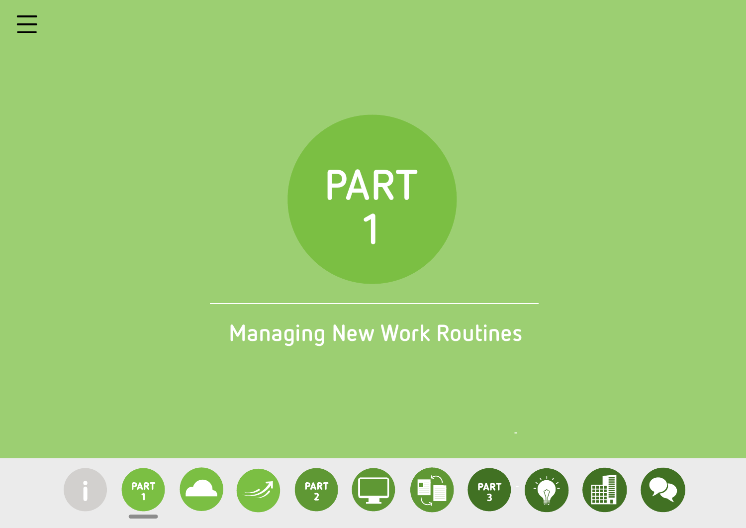# PART 1

## Managing New Work Routines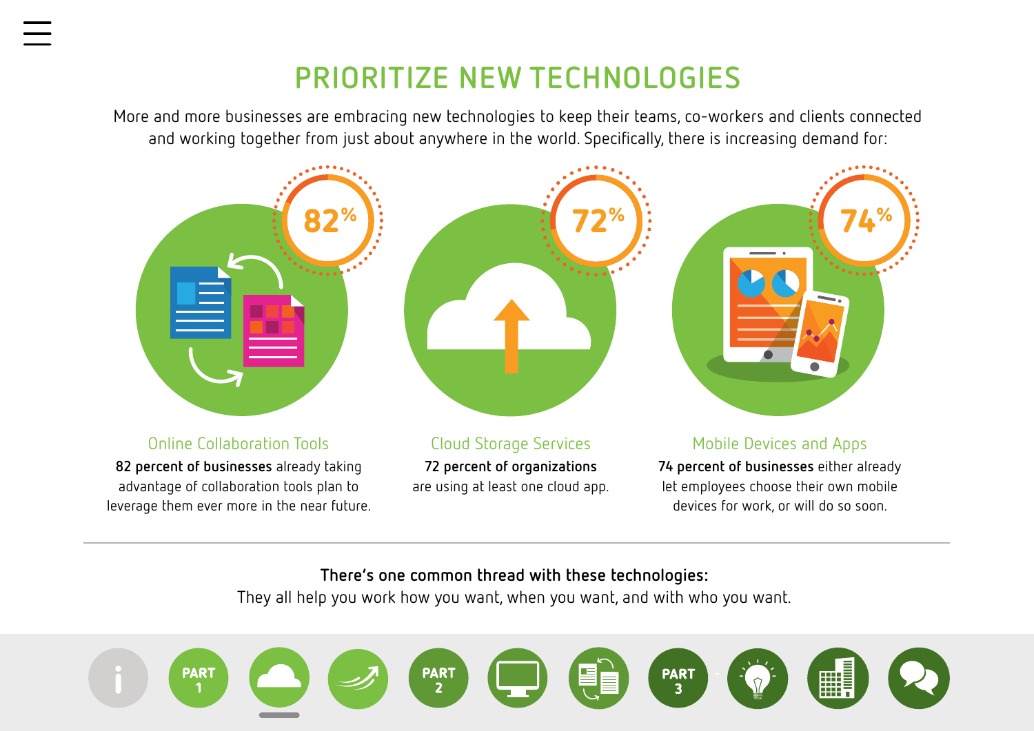# PRIORITIZE NEW TECHNOLOGIES

More and more businesses are embracing new technologies to keep their teams, co-workers and clients connected and working together from just about anywhere in the world. Specifically, there is increasing demand for:

### 82%

**Online Collaboration Tools**

**82 percent of businesses** already taking advantage of collaboration tools plan to leverage them ever more in the near future.

### 72%

**Cloud Storage Services**

**72 percent of organizations** are using at least one cloud app.

### 74%

**Mobile Devices and Apps**

**74 percent of businesses** either already let employees choose their own mobile devices for work, or will do so soon.

---

**There's one common thread with these technologies:**

They all help you work how you want, when you want, and with who you want.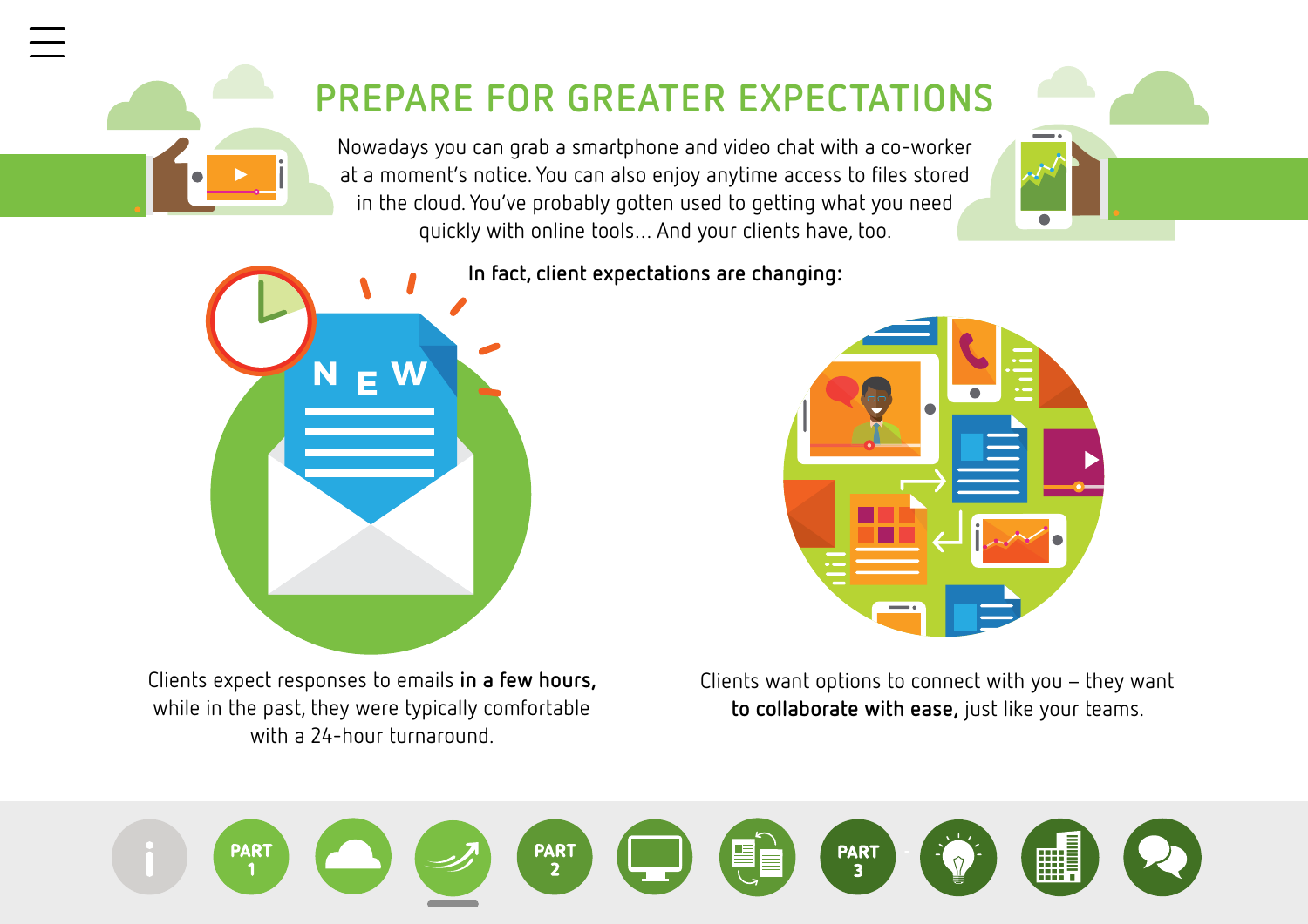# PREPARE FOR GREATER EXPECTATIONS

Nowadays you can grab a smartphone and video chat with a co-worker at a moment's notice. You can also enjoy anytime access to files stored in the cloud. You've probably gotten used to getting what you need quickly with online tools… And your clients have, too.

**In fact, client expectations are changing:**

Clients expect responses to emails **in a few hours,** while in the past, they were typically comfortable with a 24-hour turnaround.

Clients want options to connect with you – they want **to collaborate with ease,** just like your teams.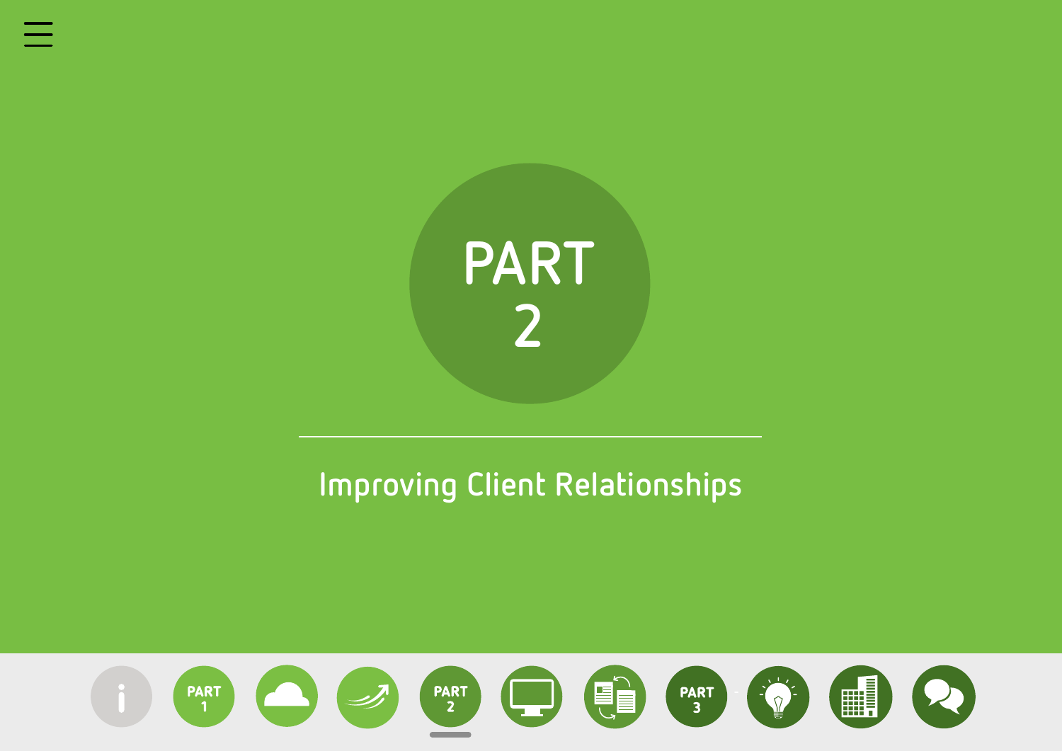# PART 2

## Improving Client Relationships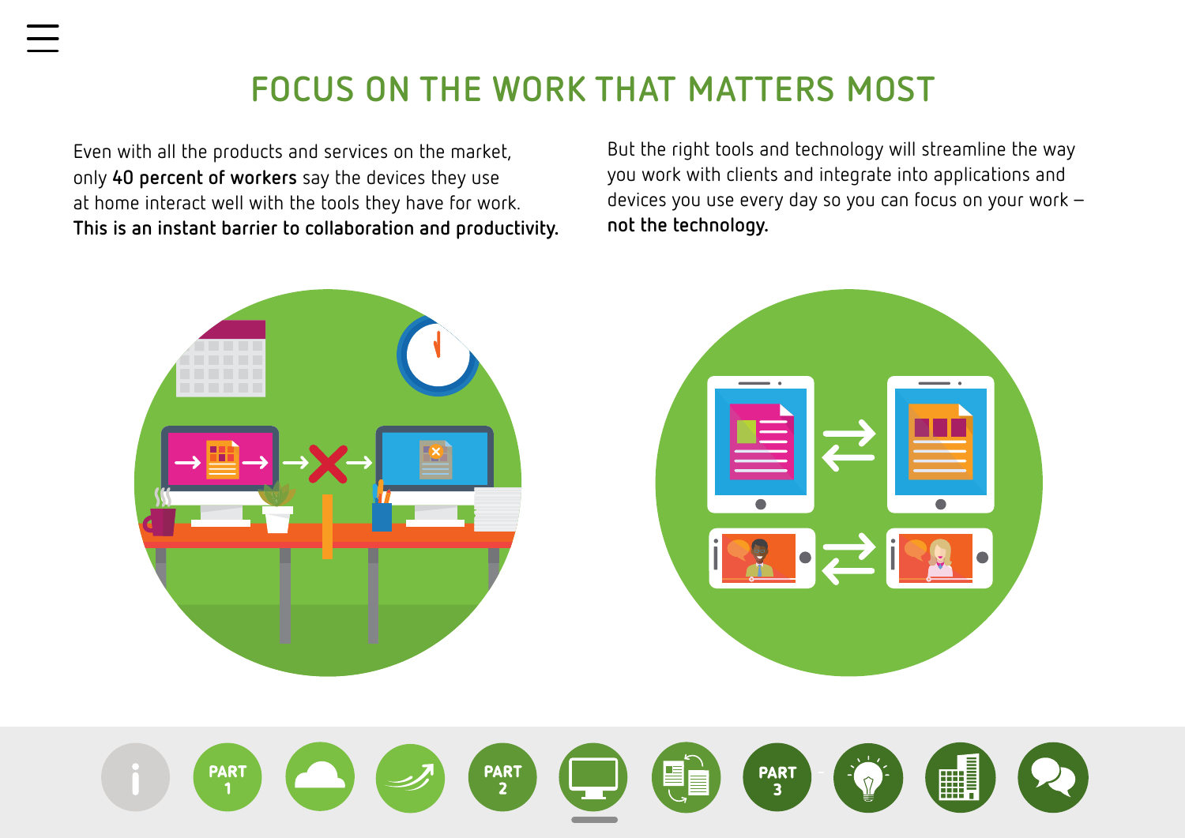# FOCUS ON THE WORK THAT MATTERS MOST

Even with all the products and services on the market, only **40 percent of workers** say the devices they use at home interact well with the tools they have for work. **This is an instant barrier to collaboration and productivity.**

But the right tools and technology will streamline the way you work with clients and integrate into applications and devices you use every day so you can focus on your work – **not the technology.**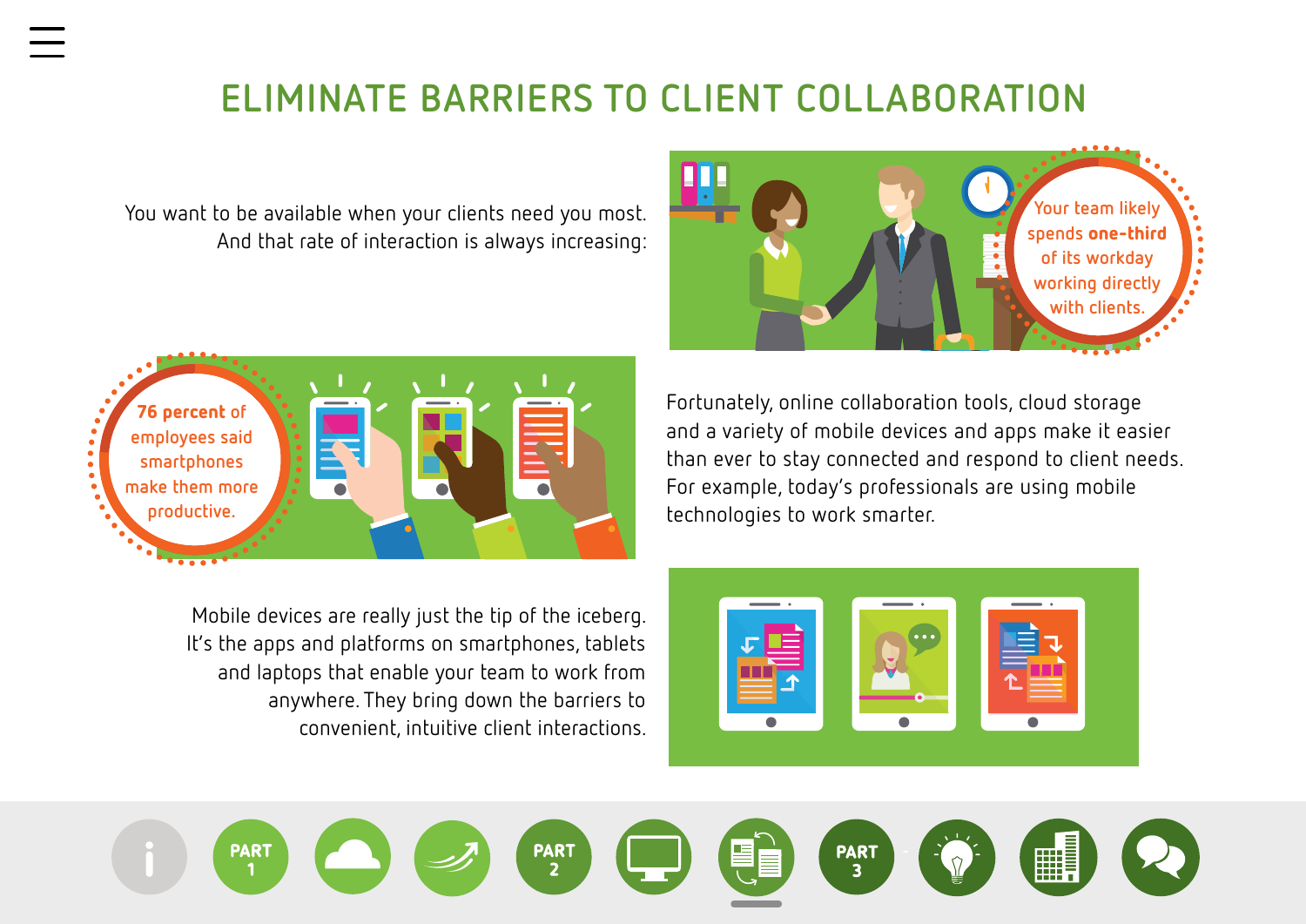# ELIMINATE BARRIERS TO CLIENT COLLABORATION

You want to be available when your clients need you most. And that rate of interaction is always increasing:

Your team likely spends **one-third** of its workday working directly with clients.

**76 percent** of employees said smartphones make them more productive.

Fortunately, online collaboration tools, cloud storage and a variety of mobile devices and apps make it easier than ever to stay connected and respond to client needs. For example, today's professionals are using mobile technologies to work smarter.

Mobile devices are really just the tip of the iceberg. It's the apps and platforms on smartphones, tablets and laptops that enable your team to work from anywhere. They bring down the barriers to convenient, intuitive client interactions.

PART 1

PART 2

PART 3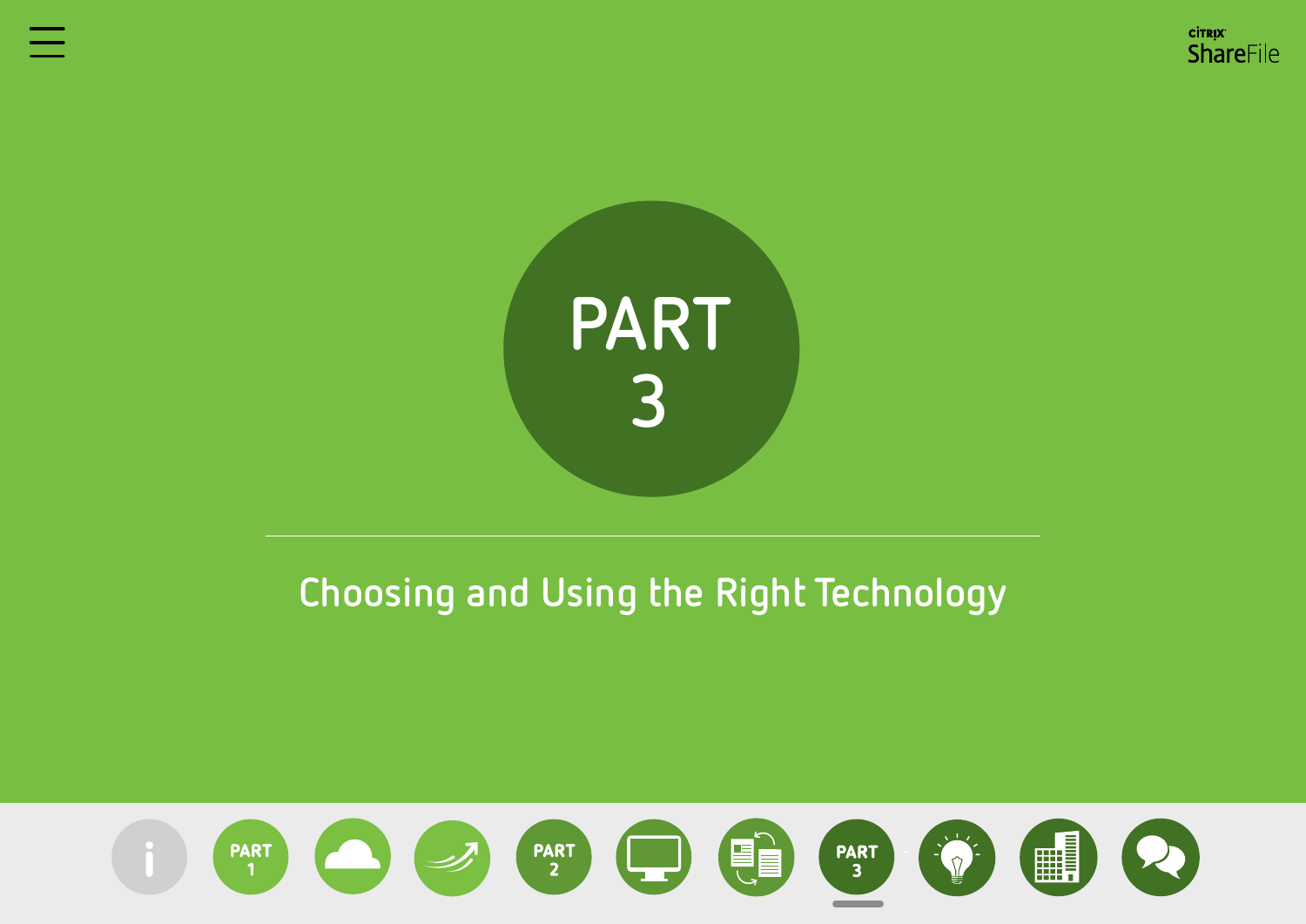# PART 3

## Choosing and Using the Right Technology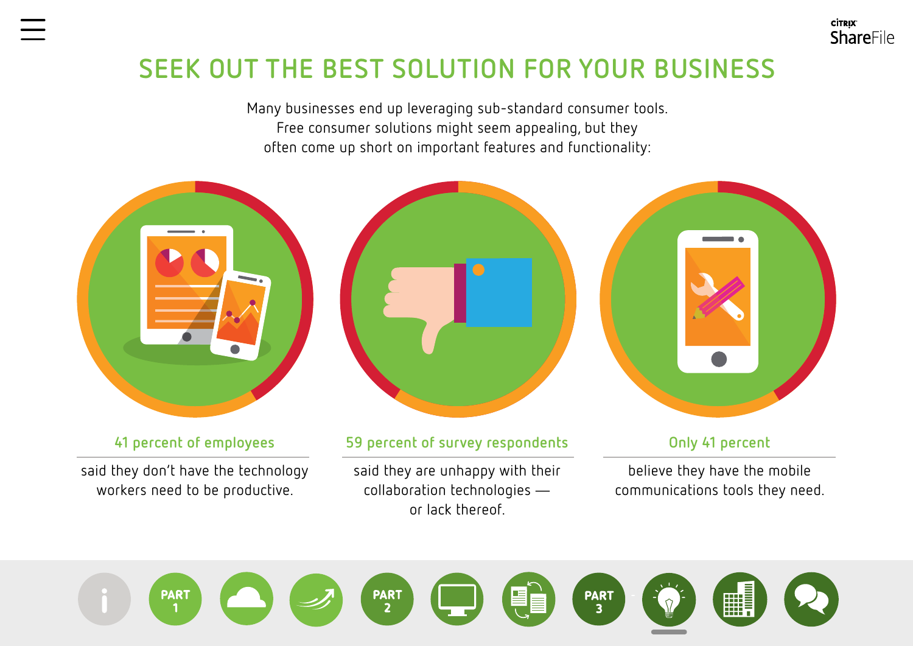# SEEK OUT THE BEST SOLUTION FOR YOUR BUSINESS

Many businesses end up leveraging sub-standard consumer tools. Free consumer solutions might seem appealing, but they often come up short on important features and functionality:

**41 percent of employees**

said they don't have the technology workers need to be productive.

**59 percent of survey respondents**

said they are unhappy with their collaboration technologies — or lack thereof.

**Only 41 percent**

believe they have the mobile communications tools they need.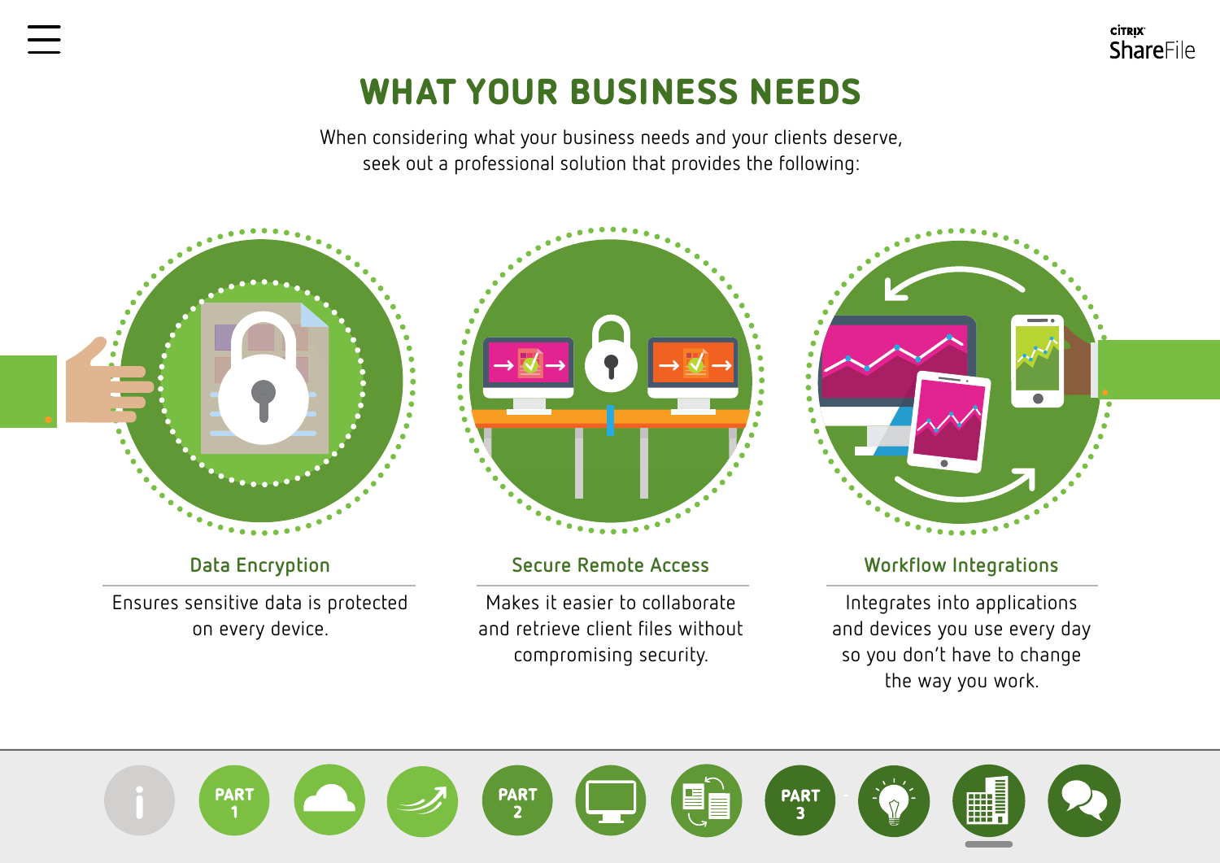# WHAT YOUR BUSINESS NEEDS

When considering what your business needs and your clients deserve, seek out a professional solution that provides the following:

### Data Encryption

Ensures sensitive data is protected on every device.

### Secure Remote Access

Makes it easier to collaborate and retrieve client files without compromising security.

### Workflow Integrations

Integrates into applications and devices you use every day so you don't have to change the way you work.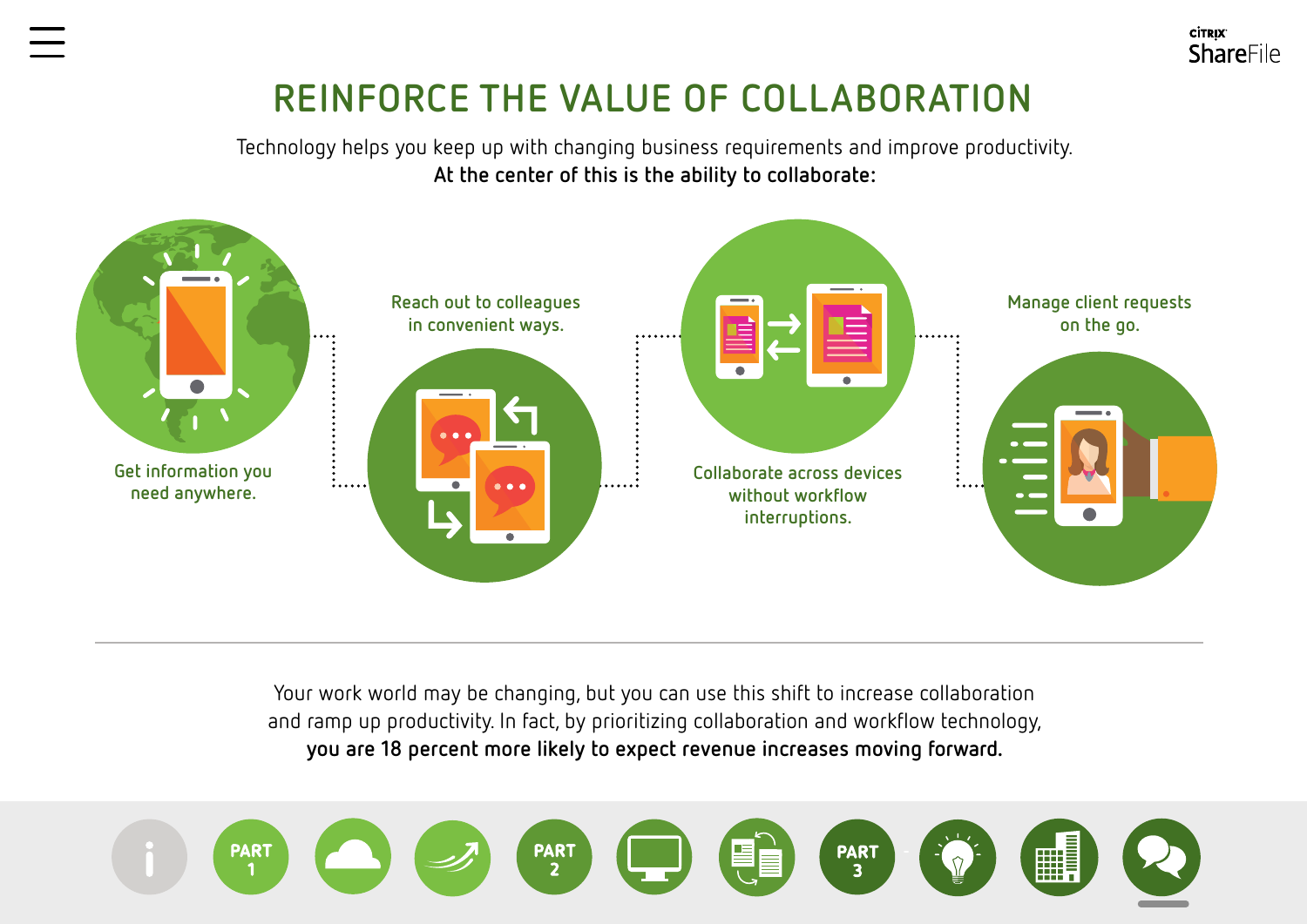# REINFORCE THE VALUE OF COLLABORATION

Technology helps you keep up with changing business requirements and improve productivity.
**At the center of this is the ability to collaborate:**

- Get information you need anywhere.
- Reach out to colleagues in convenient ways.
- Collaborate across devices without workflow interruptions.
- Manage client requests on the go.

---

Your work world may be changing, but you can use this shift to increase collaboration and ramp up productivity. In fact, by prioritizing collaboration and workflow technology, **you are 18 percent more likely to expect revenue increases moving forward.**

PART 1 · PART 2 · PART 3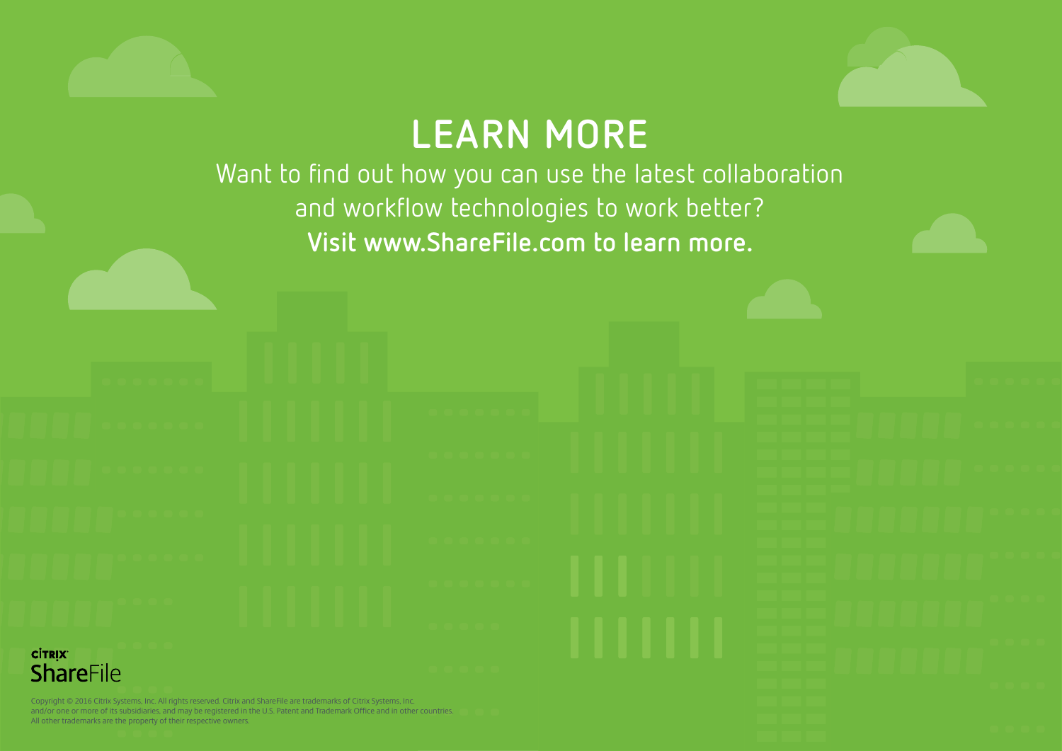# LEARN MORE

Want to find out how you can use the latest collaboration and workflow technologies to work better?

**Visit www.ShareFile.com to learn more.**

CITRIX
ShareFile

Copyright © 2016 Citrix Systems, Inc. All rights reserved. Citrix and ShareFile are trademarks of Citrix Systems, Inc. and/or one or more of its subsidiaries, and may be registered in the U.S. Patent and Trademark Office and in other countries. All other trademarks are the property of their respective owners.